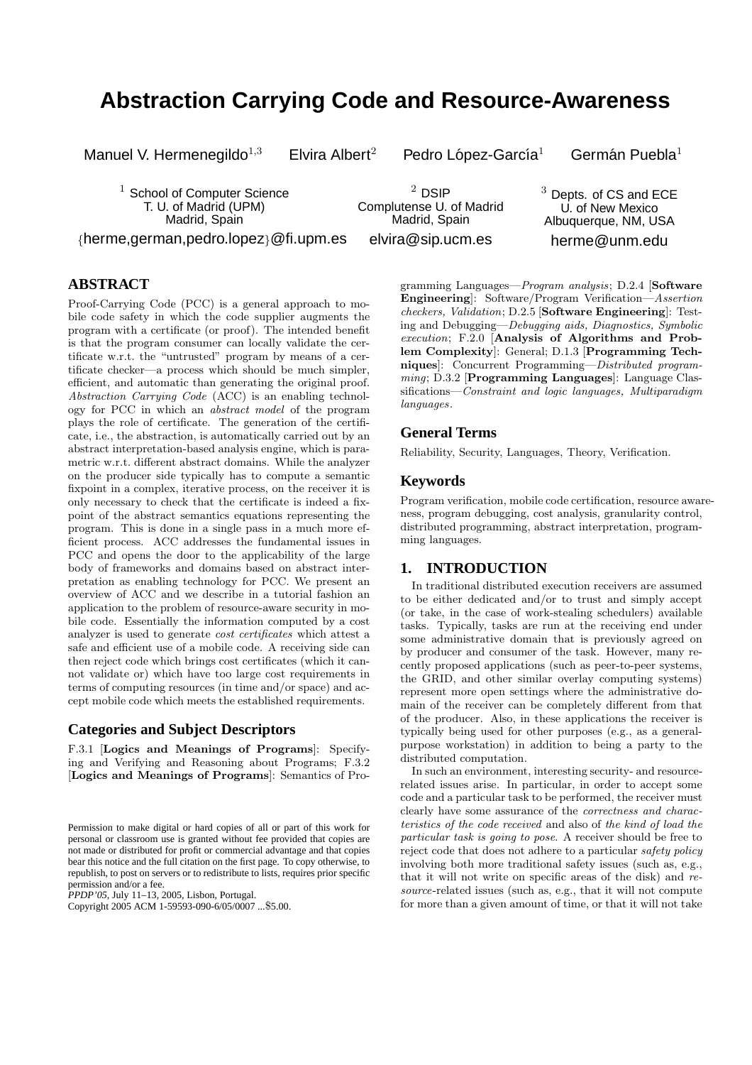# Abstraction Carrying Code and Resource-Awareness

Manuel V. Hermenegildo[1,3] Elvira Albert[2] Pedro López-García[1] Germán Puebla[1]

[1] School of Computer Science
T. U. of Madrid (UPM)
Madrid, Spain
{herme,german,pedro.lopez}@fi.upm.es

[2] DSIP
Complutense U. of Madrid
Madrid, Spain
elvira@sip.ucm.es

[3] Depts. of CS and ECE
U. of New Mexico
Albuquerque, NM, USA
herme@unm.edu

## ABSTRACT

Proof-Carrying Code (PCC) is a general approach to mobile code safety in which the code supplier augments the program with a certificate (or proof). The intended benefit is that the program consumer can locally validate the certificate w.r.t. the "untrusted" program by means of a certificate checker—a process which should be much simpler, efficient, and automatic than generating the original proof. *Abstraction Carrying Code* (ACC) is an enabling technology for PCC in which an *abstract model* of the program plays the role of certificate. The generation of the certificate, i.e., the abstraction, is automatically carried out by an abstract interpretation-based analysis engine, which is parametric w.r.t. different abstract domains. While the analyzer on the producer side typically has to compute a semantic fixpoint in a complex, iterative process, on the receiver it is only necessary to check that the certificate is indeed a fixpoint of the abstract semantics equations representing the program. This is done in a single pass in a much more efficient process. ACC addresses the fundamental issues in PCC and opens the door to the applicability of the large body of frameworks and domains based on abstract interpretation as enabling technology for PCC. We present an overview of ACC and we describe in a tutorial fashion an application to the problem of resource-aware security in mobile code. Essentially the information computed by a cost analyzer is used to generate *cost certificates* which attest a safe and efficient use of a mobile code. A receiving side can then reject code which brings cost certificates (which it cannot validate or) which have too large cost requirements in terms of computing resources (in time and/or space) and accept mobile code which meets the established requirements.

## Categories and Subject Descriptors

F.3.1 [**Logics and Meanings of Programs**]: Specifying and Verifying and Reasoning about Programs; F.3.2 [**Logics and Meanings of Programs**]: Semantics of Programming Languages—*Program analysis*; D.2.4 [**Software Engineering**]: Software/Program Verification—*Assertion checkers, Validation*; D.2.5 [**Software Engineering**]: Testing and Debugging—*Debugging aids, Diagnostics, Symbolic execution*; F.2.0 [**Analysis of Algorithms and Problem Complexity**]: General; D.1.3 [**Programming Techniques**]: Concurrent Programming—*Distributed programming*; D.3.2 [**Programming Languages**]: Language Classifications—*Constraint and logic languages, Multiparadigm languages*.

## General Terms

Reliability, Security, Languages, Theory, Verification.

## Keywords

Program verification, mobile code certification, resource awareness, program debugging, cost analysis, granularity control, distributed programming, abstract interpretation, programming languages.

## 1. INTRODUCTION

In traditional distributed execution receivers are assumed to be either dedicated and/or to trust and simply accept (or take, in the case of work-stealing schedulers) available tasks. Typically, tasks are run at the receiving end under some administrative domain that is previously agreed on by producer and consumer of the task. However, many recently proposed applications (such as peer-to-peer systems, the GRID, and other similar overlay computing systems) represent more open settings where the administrative domain of the receiver can be completely different from that of the producer. Also, in these applications the receiver is typically being used for other purposes (e.g., as a general-purpose workstation) in addition to being a party to the distributed computation.

In such an environment, interesting security- and resource-related issues arise. In particular, in order to accept some code and a particular task to be performed, the receiver must clearly have some assurance of the *correctness and characteristics of the code received* and also of *the kind of load the particular task is going to pose*. A receiver should be free to reject code that does not adhere to a particular *safety policy* involving both more traditional safety issues (such as, e.g., that it will not write on specific areas of the disk) and *resource*-related issues (such as, e.g., that it will not compute for more than a given amount of time, or that it will not take

Permission to make digital or hard copies of all or part of this work for personal or classroom use is granted without fee provided that copies are not made or distributed for profit or commercial advantage and that copies bear this notice and the full citation on the first page. To copy otherwise, to republish, to post on servers or to redistribute to lists, requires prior specific permission and/or a fee.
*PPDP'05*, July 11–13, 2005, Lisbon, Portugal.
Copyright 2005 ACM 1-59593-090-6/05/0007 ...$5.00.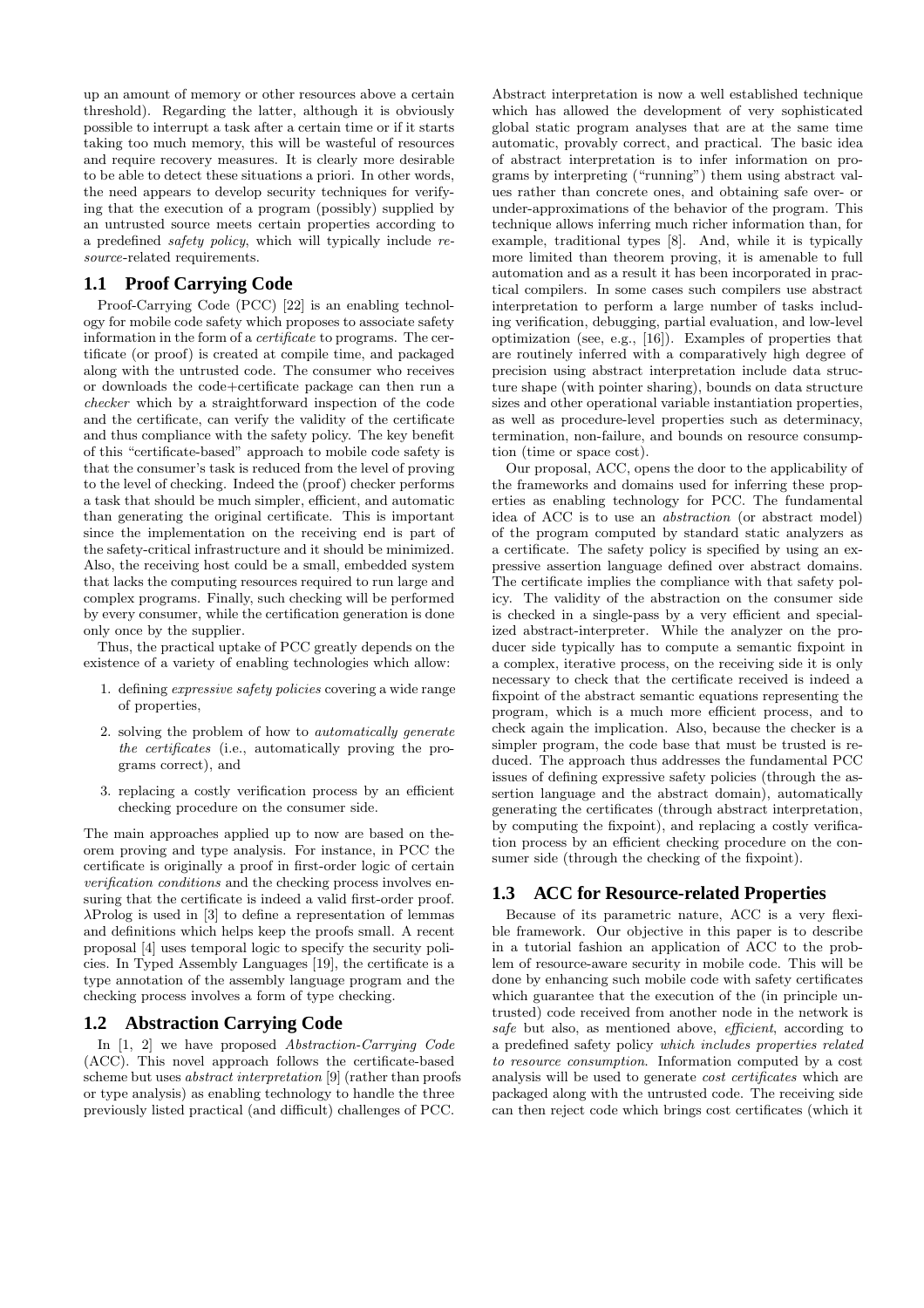up an amount of memory or other resources above a certain threshold). Regarding the latter, although it is obviously possible to interrupt a task after a certain time or if it starts taking too much memory, this will be wasteful of resources and require recovery measures. It is clearly more desirable to be able to detect these situations a priori. In other words, the need appears to develop security techniques for verifying that the execution of a program (possibly) supplied by an untrusted source meets certain properties according to a predefined *safety policy*, which will typically include *resource*-related requirements.

## 1.1 Proof Carrying Code

Proof-Carrying Code (PCC) [22] is an enabling technology for mobile code safety which proposes to associate safety information in the form of a *certificate* to programs. The certificate (or proof) is created at compile time, and packaged along with the untrusted code. The consumer who receives or downloads the code+certificate package can then run a *checker* which by a straightforward inspection of the code and the certificate, can verify the validity of the certificate and thus compliance with the safety policy. The key benefit of this "certificate-based" approach to mobile code safety is that the consumer's task is reduced from the level of proving to the level of checking. Indeed the (proof) checker performs a task that should be much simpler, efficient, and automatic than generating the original certificate. This is important since the implementation on the receiving end is part of the safety-critical infrastructure and it should be minimized. Also, the receiving host could be a small, embedded system that lacks the computing resources required to run large and complex programs. Finally, such checking will be performed by every consumer, while the certification generation is done only once by the supplier.

Thus, the practical uptake of PCC greatly depends on the existence of a variety of enabling technologies which allow:

1. defining *expressive safety policies* covering a wide range of properties,
2. solving the problem of how to *automatically generate the certificates* (i.e., automatically proving the programs correct), and
3. replacing a costly verification process by an efficient checking procedure on the consumer side.

The main approaches applied up to now are based on theorem proving and type analysis. For instance, in PCC the certificate is originally a proof in first-order logic of certain *verification conditions* and the checking process involves ensuring that the certificate is indeed a valid first-order proof. λProlog is used in [3] to define a representation of lemmas and definitions which helps keep the proofs small. A recent proposal [4] uses temporal logic to specify the security policies. In Typed Assembly Languages [19], the certificate is a type annotation of the assembly language program and the checking process involves a form of type checking.

## 1.2 Abstraction Carrying Code

In [1, 2] we have proposed *Abstraction-Carrying Code* (ACC). This novel approach follows the certificate-based scheme but uses *abstract interpretation* [9] (rather than proofs or type analysis) as enabling technology to handle the three previously listed practical (and difficult) challenges of PCC.

Abstract interpretation is now a well established technique which has allowed the development of very sophisticated global static program analyses that are at the same time automatic, provably correct, and practical. The basic idea of abstract interpretation is to infer information on programs by interpreting ("running") them using abstract values rather than concrete ones, and obtaining safe over- or under-approximations of the behavior of the program. This technique allows inferring much richer information than, for example, traditional types [8]. And, while it is typically more limited than theorem proving, it is amenable to full automation and as a result it has been incorporated in practical compilers. In some cases such compilers use abstract interpretation to perform a large number of tasks including verification, debugging, partial evaluation, and low-level optimization (see, e.g., [16]). Examples of properties that are routinely inferred with a comparatively high degree of precision using abstract interpretation include data structure shape (with pointer sharing), bounds on data structure sizes and other operational variable instantiation properties, as well as procedure-level properties such as determinacy, termination, non-failure, and bounds on resource consumption (time or space cost).

Our proposal, ACC, opens the door to the applicability of the frameworks and domains used for inferring these properties as enabling technology for PCC. The fundamental idea of ACC is to use an *abstraction* (or abstract model) of the program computed by standard static analyzers as a certificate. The safety policy is specified by using an expressive assertion language defined over abstract domains. The certificate implies the compliance with that safety policy. The validity of the abstraction on the consumer side is checked in a single-pass by a very efficient and specialized abstract-interpreter. While the analyzer on the producer side typically has to compute a semantic fixpoint in a complex, iterative process, on the receiving side it is only necessary to check that the certificate received is indeed a fixpoint of the abstract semantic equations representing the program, which is a much more efficient process, and to check again the implication. Also, because the checker is a simpler program, the code base that must be trusted is reduced. The approach thus addresses the fundamental PCC issues of defining expressive safety policies (through the assertion language and the abstract domain), automatically generating the certificates (through abstract interpretation, by computing the fixpoint), and replacing a costly verification process by an efficient checking procedure on the consumer side (through the checking of the fixpoint).

## 1.3 ACC for Resource-related Properties

Because of its parametric nature, ACC is a very flexible framework. Our objective in this paper is to describe in a tutorial fashion an application of ACC to the problem of resource-aware security in mobile code. This will be done by enhancing such mobile code with safety certificates which guarantee that the execution of the (in principle untrusted) code received from another node in the network is *safe* but also, as mentioned above, *efficient*, according to a predefined safety policy *which includes properties related to resource consumption*. Information computed by a cost analysis will be used to generate *cost certificates* which are packaged along with the untrusted code. The receiving side can then reject code which brings cost certificates (which it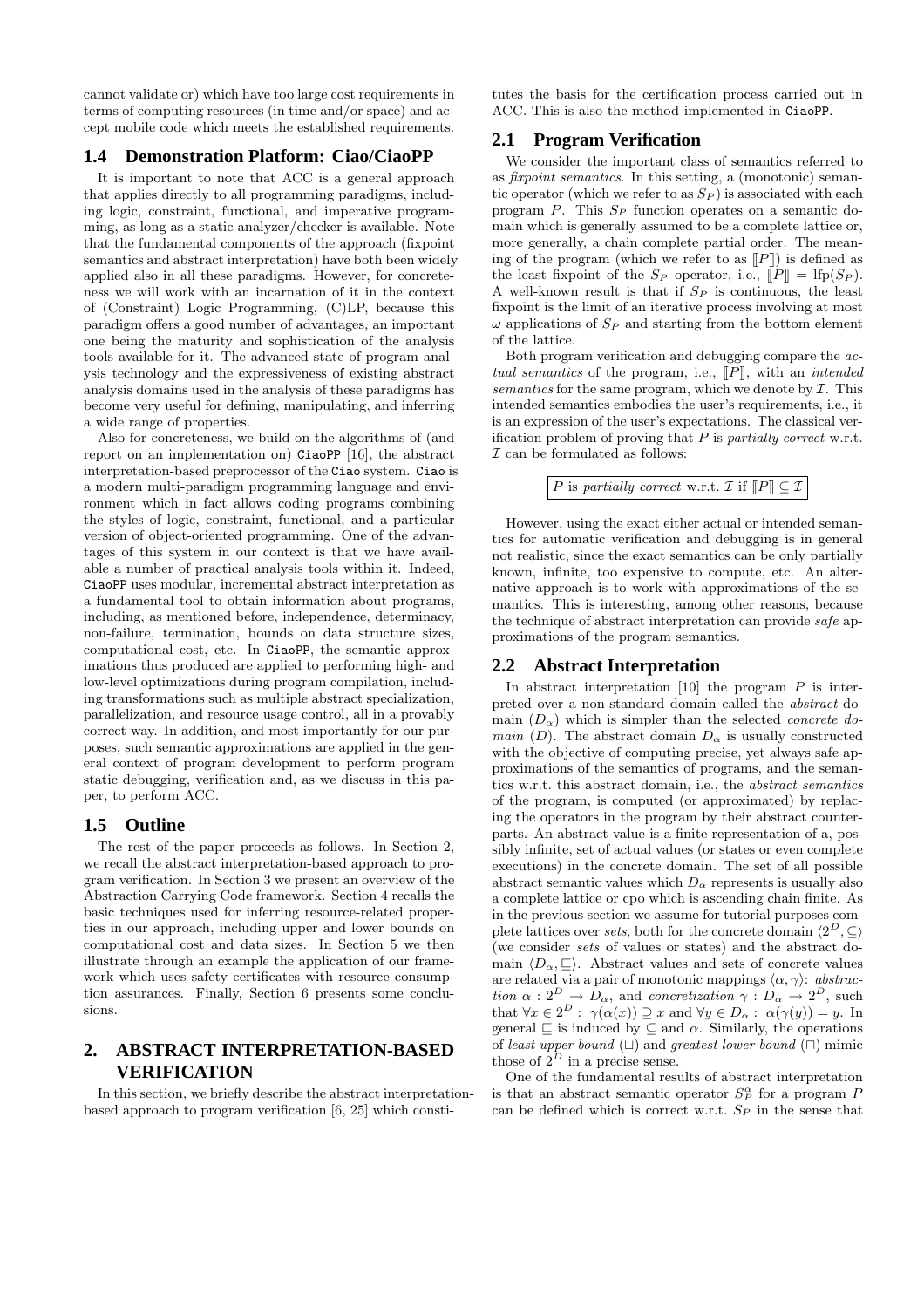cannot validate or) which have too large cost requirements in terms of computing resources (in time and/or space) and accept mobile code which meets the established requirements.

### 1.4 Demonstration Platform: Ciao/CiaoPP

It is important to note that ACC is a general approach that applies directly to all programming paradigms, including logic, constraint, functional, and imperative programming, as long as a static analyzer/checker is available. Note that the fundamental components of the approach (fixpoint semantics and abstract interpretation) have both been widely applied also in all these paradigms. However, for concreteness we will work with an incarnation of it in the context of (Constraint) Logic Programming, (C)LP, because this paradigm offers a good number of advantages, an important one being the maturity and sophistication of the analysis tools available for it. The advanced state of program analysis technology and the expressiveness of existing abstract analysis domains used in the analysis of these paradigms has become very useful for defining, manipulating, and inferring a wide range of properties.

Also for concreteness, we build on the algorithms of (and report on an implementation on) CiaoPP [16], the abstract interpretation-based preprocessor of the Ciao system. Ciao is a modern multi-paradigm programming language and environment which in fact allows coding programs combining the styles of logic, constraint, functional, and a particular version of object-oriented programming. One of the advantages of this system in our context is that we have available a number of practical analysis tools within it. Indeed, CiaoPP uses modular, incremental abstract interpretation as a fundamental tool to obtain information about programs, including, as mentioned before, independence, determinacy, non-failure, termination, bounds on data structure sizes, computational cost, etc. In CiaoPP, the semantic approximations thus produced are applied to performing high- and low-level optimizations during program compilation, including transformations such as multiple abstract specialization, parallelization, and resource usage control, all in a provably correct way. In addition, and most importantly for our purposes, such semantic approximations are applied in the general context of program development to perform program static debugging, verification and, as we discuss in this paper, to perform ACC.

### 1.5 Outline

The rest of the paper proceeds as follows. In Section 2, we recall the abstract interpretation-based approach to program verification. In Section 3 we present an overview of the Abstraction Carrying Code framework. Section 4 recalls the basic techniques used for inferring resource-related properties in our approach, including upper and lower bounds on computational cost and data sizes. In Section 5 we then illustrate through an example the application of our framework which uses safety certificates with resource consumption assurances. Finally, Section 6 presents some conclusions.

## 2. ABSTRACT INTERPRETATION-BASED VERIFICATION

In this section, we briefly describe the abstract interpretation-based approach to program verification [6, 25] which constitutes the basis for the certification process carried out in ACC. This is also the method implemented in CiaoPP.

### 2.1 Program Verification

We consider the important class of semantics referred to as *fixpoint semantics*. In this setting, a (monotonic) semantic operator (which we refer to as $S_P$) is associated with each program $P$. This $S_P$ function operates on a semantic domain which is generally assumed to be a complete lattice or, more generally, a chain complete partial order. The meaning of the program (which we refer to as $[\![P]\!]$) is defined as the least fixpoint of the $S_P$ operator, i.e., $[\![P]\!] = \mathrm{lfp}(S_P)$. A well-known result is that if $S_P$ is continuous, the least fixpoint is the limit of an iterative process involving at most $\omega$ applications of $S_P$ and starting from the bottom element of the lattice.

Both program verification and debugging compare the *actual semantics* of the program, i.e., $[\![P]\!]$, with an *intended semantics* for the same program, which we denote by $\mathcal{I}$. This intended semantics embodies the user's requirements, i.e., it is an expression of the user's expectations. The classical verification problem of proving that $P$ is *partially correct* w.r.t. $\mathcal{I}$ can be formulated as follows:

$P$ is *partially correct* w.r.t. $\mathcal{I}$ if $[\![P]\!] \subseteq \mathcal{I}$

However, using the exact either actual or intended semantics for automatic verification and debugging is in general not realistic, since the exact semantics can be only partially known, infinite, too expensive to compute, etc. An alternative approach is to work with approximations of the semantics. This is interesting, among other reasons, because the technique of abstract interpretation can provide *safe* approximations of the program semantics.

### 2.2 Abstract Interpretation

In abstract interpretation [10] the program $P$ is interpreted over a non-standard domain called the *abstract* domain ($D_\alpha$) which is simpler than the selected *concrete domain* ($D$). The abstract domain $D_\alpha$ is usually constructed with the objective of computing precise, yet always safe approximations of the semantics of programs, and the semantics w.r.t. this abstract domain, i.e., the *abstract semantics* of the program, is computed (or approximated) by replacing the operators in the program by their abstract counterparts. An abstract value is a finite representation of a, possibly infinite, set of actual values (or states or even complete executions) in the concrete domain. The set of all possible abstract semantic values which $D_\alpha$ represents is usually also a complete lattice or cpo which is ascending chain finite. As in the previous section we assume for tutorial purposes complete lattices over *sets*, both for the concrete domain $\langle 2^D, \subseteq\rangle$ (we consider *sets* of values or states) and the abstract domain $\langle D_\alpha, \sqsubseteq\rangle$. Abstract values and sets of concrete values are related via a pair of monotonic mappings $\langle\alpha, \gamma\rangle$: *abstraction* $\alpha : 2^D \to D_\alpha$, and *concretization* $\gamma : D_\alpha \to 2^D$, such that $\forall x \in 2^D : \gamma(\alpha(x)) \supseteq x$ and $\forall y \in D_\alpha : \alpha(\gamma(y)) = y$. In general $\sqsubseteq$ is induced by $\subseteq$ and $\alpha$. Similarly, the operations of *least upper bound* ($\sqcup$) and *greatest lower bound* ($\sqcap$) mimic those of $2^D$ in a precise sense.

One of the fundamental results of abstract interpretation is that an abstract semantic operator $S^\alpha_P$ for a program $P$ can be defined which is correct w.r.t. $S_P$ in the sense that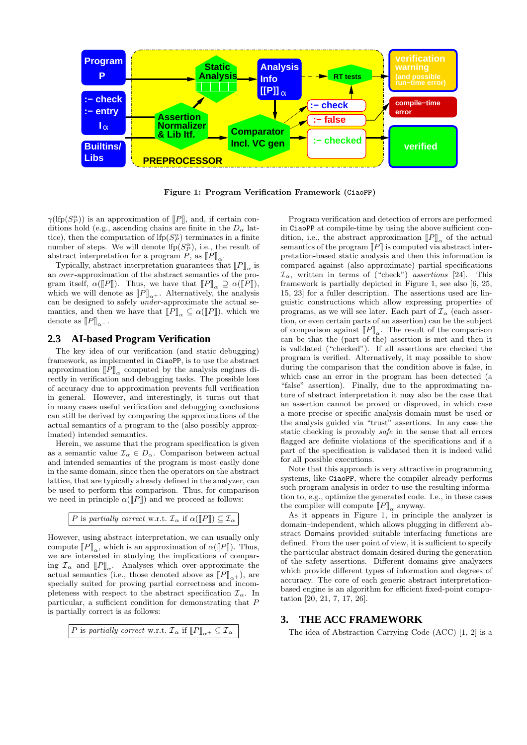Figure 1: Program Verification Framework (CiaoPP)

$\gamma(\text{lfp}(S_P^\alpha))$ is an approximation of $[\![P]\!]$, and, if certain conditions hold (e.g., ascending chains are finite in the $D_\alpha$ lattice), then the computation of $\text{lfp}(S_P^\alpha)$ terminates in a finite number of steps. We will denote $\text{lfp}(S_P^\alpha)$, i.e., the result of abstract interpretation for a program $P$, as $[\![P]\!]_\alpha$.

Typically, abstract interpretation guarantees that $[\![P]\!]_\alpha$ is an *over*-approximation of the abstract semantics of the program itself, $\alpha([\![P]\!])$. Thus, we have that $[\![P]\!]_\alpha \supseteq \alpha([\![P]\!])$, which we will denote as $[\![P]\!]_{\alpha^+}$. Alternatively, the analysis can be designed to safely *under*-approximate the actual semantics, and then we have that $[\![P]\!]_\alpha \subseteq \alpha([\![P]\!])$, which we denote as $[\![P]\!]_{\alpha^-}$.

## 2.3 AI-based Program Verification

The key idea of our verification (and static debugging) framework, as implemented in CiaoPP, is to use the abstract approximation $[\![P]\!]_\alpha$ computed by the analysis engines directly in verification and debugging tasks. The possible loss of accuracy due to approximation prevents full verification in general. However, and interestingly, it turns out that in many cases useful verification and debugging conclusions can still be derived by comparing the approximations of the actual semantics of a program to the (also possibly approximated) intended semantics.

Herein, we assume that the program specification is given as a semantic value $\mathcal{I}_\alpha \in D_\alpha$. Comparison between actual and intended semantics of the program is most easily done in the same domain, since then the operators on the abstract lattice, that are typically already defined in the analyzer, can be used to perform this comparison. Thus, for comparison we need in principle $\alpha([\![P]\!])$ and we proceed as follows:

$$P \text{ is } \textit{partially correct} \text{ w.r.t. } \mathcal{I}_\alpha \text{ if } \alpha([\![P]\!]) \subseteq \mathcal{I}_\alpha$$

However, using abstract interpretation, we can usually only compute $[\![P]\!]_\alpha$, which is an approximation of $\alpha([\![P]\!])$. Thus, we are interested in studying the implications of comparing $\mathcal{I}_\alpha$ and $[\![P]\!]_\alpha$. Analyses which over-approximate the actual semantics (i.e., those denoted above as $[\![P]\!]_{\alpha^+}$), are specially suited for proving partial correctness and incompleteness with respect to the abstract specification $\mathcal{I}_\alpha$. In particular, a sufficient condition for demonstrating that $P$ is partially correct is as follows:

$$P \text{ is } \textit{partially correct} \text{ w.r.t. } \mathcal{I}_\alpha \text{ if } [\![P]\!]_{\alpha^+} \subseteq \mathcal{I}_\alpha$$

Program verification and detection of errors are performed in CiaoPP at compile-time by using the above sufficient condition, i.e., the abstract approximation $[\![P]\!]_\alpha$ of the actual semantics of the program $[\![P]\!]$ is computed via abstract interpretation-based static analysis and then this information is compared against (also approximate) partial specifications $\mathcal{I}_\alpha$, written in terms of ("check") *assertions* [24]. This framework is partially depicted in Figure 1, see also [6, 25, 15, 23] for a fuller decription. The assertions used are linguistic constructions which allow expressing properties of programs, as we will see later. Each part of $\mathcal{I}_\alpha$ (each assertion, or even certain parts of an assertion) can be the subject of comparison against $[\![P]\!]_\alpha$. The result of the comparison can be that the (part of the) assertion is met and then it is validated ("checked"). If all assertions are checked the program is verified. Alternatively, it may possible to show during the comparison that the condition above is false, in which case an error in the program has been detected (a "false" assertion). Finally, due to the approximating nature of abstract interpretation it may also be the case that an assertion cannot be proved or disproved, in which case a more precise or specific analysis domain must be used or the analysis guided via "trust" assertions. In any case the static checking is provably *safe* in the sense that all errors flagged are definite violations of the specifications and if a part of the specification is validated then it is indeed valid for all possible executions.

Note that this approach is very attractive in programming systems, like CiaoPP, where the compiler already performs such program analysis in order to use the resulting information to, e.g., optimize the generated code. I.e., in these cases the compiler will compute $[\![P]\!]_\alpha$ anyway.

As it appears in Figure 1, in principle the analyzer is domain–independent, which allows plugging in different abstract Domains provided suitable interfacing functions are defined. From the user point of view, it is sufficient to specify the particular abstract domain desired during the generation of the safety assertions. Different domains give analyzers which provide different types of information and degrees of accuracy. The core of each generic abstract interpretation-based engine is an algorithm for efficient fixed-point computation [20, 21, 7, 17, 26].

# 3. THE ACC FRAMEWORK

The idea of Abstraction Carrying Code (ACC) [1, 2] is a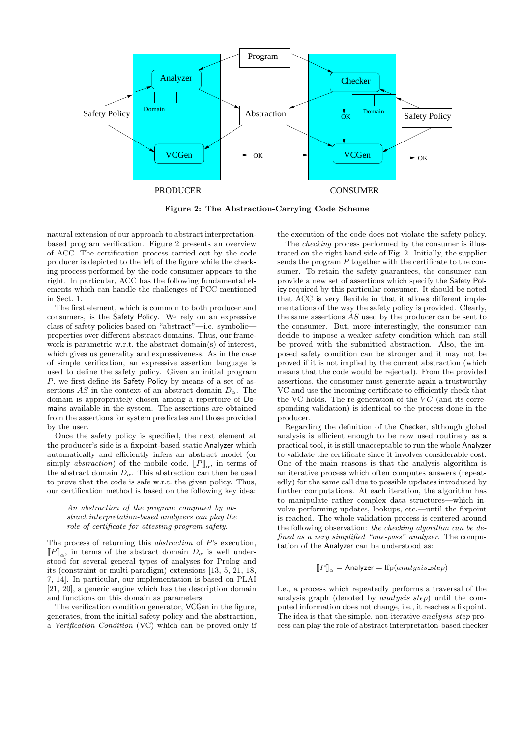**Figure 2: The Abstraction-Carrying Code Scheme**

natural extension of our approach to abstract interpretation-based program verification. Figure 2 presents an overview of ACC. The certification process carried out by the code producer is depicted to the left of the figure while the checking process performed by the code consumer appears to the right. In particular, ACC has the following fundamental elements which can handle the challenges of PCC mentioned in Sect. 1.

The first element, which is common to both producer and consumers, is the Safety Policy. We rely on an expressive class of safety policies based on "abstract"—i.e. symbolic—properties over different abstract domains. Thus, our framework is parametric w.r.t. the abstract domain(s) of interest, which gives us generality and expressiveness. As in the case of simple verification, an expressive assertion language is used to define the safety policy. Given an initial program $P$, we first define its Safety Policy by means of a set of assertions $AS$ in the context of an abstract domain $D_\alpha$. The domain is appropriately chosen among a repertoire of Domains available in the system. The assertions are obtained from the assertions for system predicates and those provided by the user.

Once the safety policy is specified, the next element at the producer's side is a fixpoint-based static Analyzer which automatically and efficiently infers an abstract model (or simply *abstraction*) of the mobile code, $[\![P]\!]_\alpha$, in terms of the abstract domain $D_\alpha$. This abstraction can then be used to prove that the code is safe w.r.t. the given policy. Thus, our certification method is based on the following key idea:

> *An abstraction of the program computed by abstract interpretation-based analyzers can play the role of certificate for attesting program safety.*

The process of returning this *abstraction* of $P$'s execution, $[\![P]\!]_\alpha$, in terms of the abstract domain $D_\alpha$ is well understood for several general types of analyses for Prolog and its (constraint or multi-paradigm) extensions [13, 5, 21, 18, 7, 14]. In particular, our implementation is based on PLAI [21, 20], a generic engine which has the description domain and functions on this domain as parameters.

The verification condition generator, VCGen in the figure, generates, from the initial safety policy and the abstraction, a *Verification Condition* (VC) which can be proved only if the execution of the code does not violate the safety policy.

The *checking* process performed by the consumer is illustrated on the right hand side of Fig. 2. Initially, the supplier sends the program $P$ together with the certificate to the consumer. To retain the safety guarantees, the consumer can provide a new set of assertions which specify the Safety Policy required by this particular consumer. It should be noted that ACC is very flexible in that it allows different implementations of the way the safety policy is provided. Clearly, the same assertions $AS$ used by the producer can be sent to the consumer. But, more interestingly, the consumer can decide to impose a weaker safety condition which can still be proved with the submitted abstraction. Also, the imposed safety condition can be stronger and it may not be proved if it is not implied by the current abstraction (which means that the code would be rejected). From the provided assertions, the consumer must generate again a trustworthy VC and use the incoming certificate to efficiently check that the VC holds. The re-generation of the $VC$ (and its corresponding validation) is identical to the process done in the producer.

Regarding the definition of the Checker, although global analysis is efficient enough to be now used routinely as a practical tool, it is still unacceptable to run the whole Analyzer to validate the certificate since it involves considerable cost. One of the main reasons is that the analysis algorithm is an iterative process which often computes answers (repeatedly) for the same call due to possible updates introduced by further computations. At each iteration, the algorithm has to manipulate rather complex data structures—which involve performing updates, lookups, etc.—until the fixpoint is reached. The whole validation process is centered around the following observation: *the checking algorithm can be defined as a very simplified "one-pass" analyzer*. The computation of the Analyzer can be understood as:

$$[\![P]\!]_\alpha = \text{Analyzer} = \text{lfp}(analysis\_step)$$

I.e., a process which repeatedly performs a traversal of the analysis graph (denoted by *analysis_step*) until the computed information does not change, i.e., it reaches a fixpoint. The idea is that the simple, non-iterative *analysis_step* process can play the role of abstract interpretation-based checker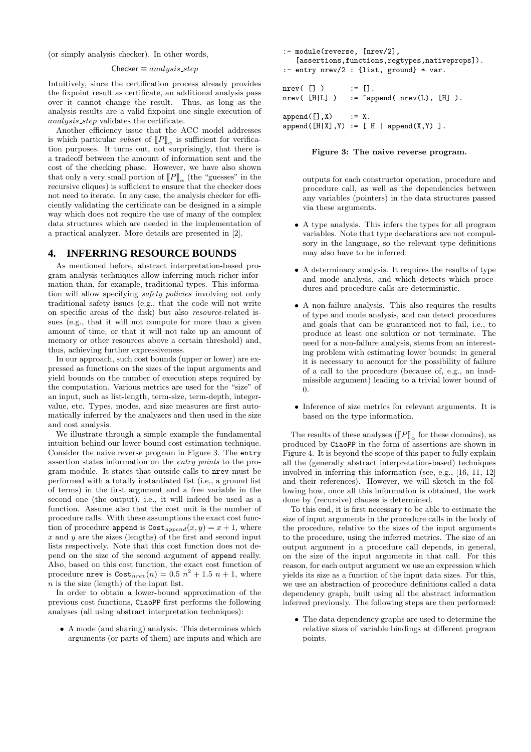(or simply analysis checker). In other words,

$$\mathsf{Checker} \equiv \mathit{analysis\_step}$$

Intuitively, since the certification process already provides the fixpoint result as certificate, an additional analysis pass over it cannot change the result. Thus, as long as the analysis results are a valid fixpoint one single execution of *analysis_step* validates the certificate.

Another efficiency issue that the ACC model addresses is which particular *subset* of $[\![P]\!]_\alpha$ is sufficient for verification purposes. It turns out, not surprisingly, that there is a tradeoff between the amount of information sent and the cost of the checking phase. However, we have also shown that only a very small portion of $[\![P]\!]_\alpha$ (the "guesses" in the recursive cliques) is sufficient to ensure that the checker does not need to iterate. In any case, the analysis checker for efficiently validating the certificate can be designed in a simple way which does not require the use of many of the complex data structures which are needed in the implementation of a practical analyzer. More details are presented in [2].

## 4. INFERRING RESOURCE BOUNDS

As mentioned before, abstract interpretation-based program analysis techniques allow inferring much richer information than, for example, traditional types. This information will allow specifying *safety policies* involving not only traditional safety issues (e.g., that the code will not write on specific areas of the disk) but also *resource*-related issues (e.g., that it will not compute for more than a given amount of time, or that it will not take up an amount of memory or other resources above a certain threshold) and, thus, achieving further expressiveness.

In our approach, such cost bounds (upper or lower) are expressed as functions on the sizes of the input arguments and yield bounds on the number of execution steps required by the computation. Various metrics are used for the "size" of an input, such as list-length, term-size, term-depth, integer-value, etc. Types, modes, and size measures are first automatically inferred by the analyzers and then used in the size and cost analysis.

We illustrate through a simple example the fundamental intuition behind our lower bound cost estimation technique. Consider the naive reverse program in Figure 3. The `entry` assertion states information on the *entry points* to the program module. It states that outside calls to `nrev` must be performed with a totally instantiated list (i.e., a ground list of terms) in the first argument and a free variable in the second one (the output), i.e., it will indeed be used as a function. Assume also that the cost unit is the number of procedure calls. With these assumptions the exact cost function of procedure `append` is $\mathtt{Cost}_{append}(x, y) = x + 1$, where $x$ and $y$ are the sizes (lengths) of the first and second input lists respectively. Note that this cost function does not depend on the size of the second argument of `append` really. Also, based on this cost function, the exact cost function of procedure `nrev` is $\mathtt{Cost}_{nrev}(n) = 0.5\ n^2 + 1.5\ n + 1$, where $n$ is the size (length) of the input list.

In order to obtain a lower-bound approximation of the previous cost functions, `CiaoPP` first performs the following analyses (all using abstract interpretation techniques):

- A mode (and sharing) analysis. This determines which arguments (or parts of them) are inputs and which are outputs for each constructor operation, procedure and procedure call, as well as the dependencies between any variables (pointers) in the data structures passed via these arguments.
- A type analysis. This infers the types for all program variables. Note that type declarations are not compulsory in the language, so the relevant type definitions may also have to be inferred.
- A determinacy analysis. It requires the results of type and mode analysis, and which detects which procedures and procedure calls are deterministic.
- A non-failure analysis. This also requires the results of type and mode analysis, and can detect procedures and goals that can be guaranteed not to fail, i.e., to produce at least one solution or not terminate. The need for a non-failure analysis, stems from an interesting problem with estimating lower bounds: in general it is necessary to account for the possibility of failure of a call to the procedure (because of, e.g., an inadmissible argument) leading to a trivial lower bound of 0.
- Inference of size metrics for relevant arguments. It is based on the type information.

```
:- module(reverse, [nrev/2],
   [assertions,functions,regtypes,nativeprops]).
:- entry nrev/2 : {list, ground} * var.

nrev( [] )        := [].
nrev( [H|L] )     := ~append( nrev(L), [H] ).

append([],X)      := X.
append([H|X],Y)   := [ H | append(X,Y) ].
```

**Figure 3: The naive reverse program.**

The results of these analyses ($[\![P]\!]_\alpha$ for these domains), as produced by `CiaoPP` in the form of assertions are shown in Figure 4. It is beyond the scope of this paper to fully explain all the (generally abstract interpretation-based) techniques involved in inferring this information (see, e.g., [16, 11, 12] and their references). However, we will sketch in the following how, once all this information is obtained, the work done by (recursive) clauses is determined.

To this end, it is first necessary to be able to estimate the size of input arguments in the procedure calls in the body of the procedure, relative to the sizes of the input arguments to the procedure, using the inferred metrics. The size of an output argument in a procedure call depends, in general, on the size of the input arguments in that call. For this reason, for each output argument we use an expression which yields its size as a function of the input data sizes. For this, we use an abstraction of procedure definitions called a data dependency graph, built using all the abstract information inferred previously. The following steps are then performed:

- The data dependency graphs are used to determine the relative sizes of variable bindings at different program points.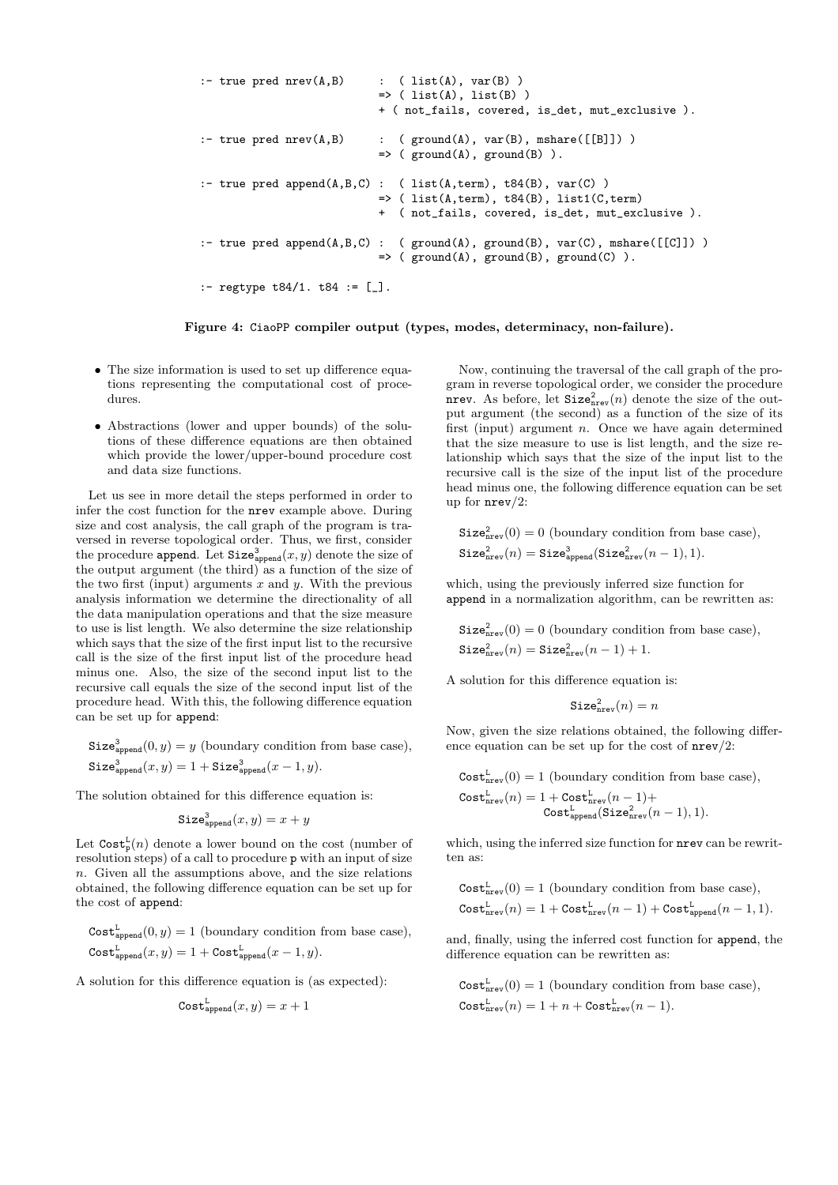```
:- true pred nrev(A,B)     :  ( list(A), var(B) )
                           => ( list(A), list(B) )
                           + ( not_fails, covered, is_det, mut_exclusive ).

:- true pred nrev(A,B)     :  ( ground(A), var(B), mshare([[B]]) )
                           => ( ground(A), ground(B) ).

:- true pred append(A,B,C) :  ( list(A,term), t84(B), var(C) )
                           => ( list(A,term), t84(B), list1(C,term)
                           +  ( not_fails, covered, is_det, mut_exclusive ).

:- true pred append(A,B,C) :  ( ground(A), ground(B), var(C), mshare([[C]]) )
                           => ( ground(A), ground(B), ground(C) ).

:- regtype t84/1. t84 := [_].
```

**Figure 4: CiaoPP compiler output (types, modes, determinacy, non-failure).**

- The size information is used to set up difference equations representing the computational cost of procedures.
- Abstractions (lower and upper bounds) of the solutions of these difference equations are then obtained which provide the lower/upper-bound procedure cost and data size functions.

Let us see in more detail the steps performed in order to infer the cost function for the `nrev` example above. During size and cost analysis, the call graph of the program is traversed in reverse topological order. Thus, we first, consider the procedure `append`. Let $\mathtt{Size}^3_{\mathtt{append}}(x, y)$ denote the size of the output argument (the third) as a function of the size of the two first (input) arguments $x$ and $y$. With the previous analysis information we determine the directionality of all the data manipulation operations and that the size measure to use is list length. We also determine the size relationship which says that the size of the first input list to the recursive call is the size of the first input list of the procedure head minus one. Also, the size of the second input list to the recursive call equals the size of the second input list of the procedure head. With this, the following difference equation can be set up for `append`:

$\mathtt{Size}^3_{\mathtt{append}}(0, y) = y$ (boundary condition from base case),
$\mathtt{Size}^3_{\mathtt{append}}(x, y) = 1 + \mathtt{Size}^3_{\mathtt{append}}(x-1, y)$.

The solution obtained for this difference equation is:

$$\mathtt{Size}^3_{\mathtt{append}}(x, y) = x + y$$

Let $\mathtt{Cost}^{\mathtt{L}}_{\mathtt{p}}(n)$ denote a lower bound on the cost (number of resolution steps) of a call to procedure `p` with an input of size $n$. Given all the assumptions above, and the size relations obtained, the following difference equation can be set up for the cost of `append`:

$\mathtt{Cost}^{\mathtt{L}}_{\mathtt{append}}(0, y) = 1$ (boundary condition from base case),
$\mathtt{Cost}^{\mathtt{L}}_{\mathtt{append}}(x, y) = 1 + \mathtt{Cost}^{\mathtt{L}}_{\mathtt{append}}(x-1, y)$.

A solution for this difference equation is (as expected):

$$\mathtt{Cost}^{\mathtt{L}}_{\mathtt{append}}(x, y) = x + 1$$

Now, continuing the traversal of the call graph of the program in reverse topological order, we consider the procedure `nrev`. As before, let $\mathtt{Size}^2_{\mathtt{nrev}}(n)$ denote the size of the output argument (the second) as a function of the size of its first (input) argument $n$. Once we have again determined that the size measure to use is list length, and the size relationship which says that the size of the input list to the recursive call is the size of the input list of the procedure head minus one, the following difference equation can be set up for `nrev`/2:

$\mathtt{Size}^2_{\mathtt{nrev}}(0) = 0$ (boundary condition from base case),
$\mathtt{Size}^2_{\mathtt{nrev}}(n) = \mathtt{Size}^3_{\mathtt{append}}(\mathtt{Size}^2_{\mathtt{nrev}}(n-1), 1)$.

which, using the previously inferred size function for `append` in a normalization algorithm, can be rewritten as:

$\mathtt{Size}^2_{\mathtt{nrev}}(0) = 0$ (boundary condition from base case),
$\mathtt{Size}^2_{\mathtt{nrev}}(n) = \mathtt{Size}^2_{\mathtt{nrev}}(n-1) + 1$.

A solution for this difference equation is:

$$\mathtt{Size}^2_{\mathtt{nrev}}(n) = n$$

Now, given the size relations obtained, the following difference equation can be set up for the cost of `nrev`/2:

$\mathtt{Cost}^{\mathtt{L}}_{\mathtt{nrev}}(0) = 1$ (boundary condition from base case),
$\mathtt{Cost}^{\mathtt{L}}_{\mathtt{nrev}}(n) = 1 + \mathtt{Cost}^{\mathtt{L}}_{\mathtt{nrev}}(n-1) + \mathtt{Cost}^{\mathtt{L}}_{\mathtt{append}}(\mathtt{Size}^2_{\mathtt{nrev}}(n-1), 1)$.

which, using the inferred size function for `nrev` can be rewritten as:

$\mathtt{Cost}^{\mathtt{L}}_{\mathtt{nrev}}(0) = 1$ (boundary condition from base case),
$\mathtt{Cost}^{\mathtt{L}}_{\mathtt{nrev}}(n) = 1 + \mathtt{Cost}^{\mathtt{L}}_{\mathtt{nrev}}(n-1) + \mathtt{Cost}^{\mathtt{L}}_{\mathtt{append}}(n-1, 1)$.

and, finally, using the inferred cost function for `append`, the difference equation can be rewritten as:

$\mathtt{Cost}^{\mathtt{L}}_{\mathtt{nrev}}(0) = 1$ (boundary condition from base case),
$\mathtt{Cost}^{\mathtt{L}}_{\mathtt{nrev}}(n) = 1 + n + \mathtt{Cost}^{\mathtt{L}}_{\mathtt{nrev}}(n-1)$.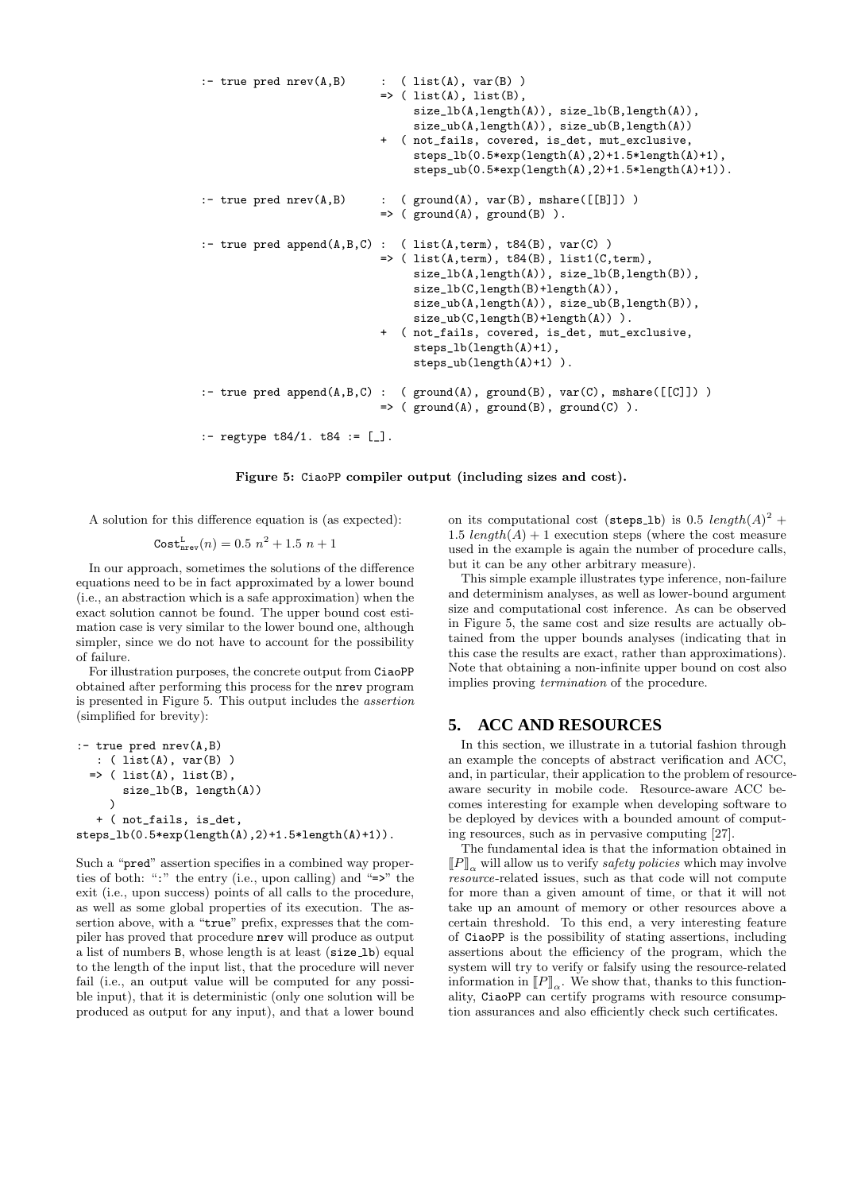```
:- true pred nrev(A,B)      :  ( list(A), var(B) )
                            => ( list(A), list(B),
                                 size_lb(A,length(A)), size_lb(B,length(A)),
                                 size_ub(A,length(A)), size_ub(B,length(A))
                            +  ( not_fails, covered, is_det, mut_exclusive,
                                 steps_lb(0.5*exp(length(A),2)+1.5*length(A)+1),
                                 steps_ub(0.5*exp(length(A),2)+1.5*length(A)+1)).

:- true pred nrev(A,B)      :  ( ground(A), var(B), mshare([[B]]) )
                            => ( ground(A), ground(B) ).

:- true pred append(A,B,C)  :  ( list(A,term), t84(B), var(C) )
                            => ( list(A,term), t84(B), list1(C,term),
                                 size_lb(A,length(A)), size_lb(B,length(B)),
                                 size_lb(C,length(B)+length(A)),
                                 size_ub(A,length(A)), size_ub(B,length(B)),
                                 size_ub(C,length(B)+length(A)) ).
                            +  ( not_fails, covered, is_det, mut_exclusive,
                                 steps_lb(length(A)+1),
                                 steps_ub(length(A)+1) ).

:- true pred append(A,B,C)  :  ( ground(A), ground(B), var(C), mshare([[C]]) )
                            => ( ground(A), ground(B), ground(C) ).

:- regtype t84/1. t84 := [_].
```

**Figure 5:** CiaoPP **compiler output (including sizes and cost).**

A solution for this difference equation is (as expected):

$$\texttt{Cost}^{\texttt{L}}_{\texttt{nrev}}(n) = 0.5\ n^2 + 1.5\ n + 1$$

In our approach, sometimes the solutions of the difference equations need to be in fact approximated by a lower bound (i.e., an abstraction which is a safe approximation) when the exact solution cannot be found. The upper bound cost estimation case is very similar to the lower bound one, although simpler, since we do not have to account for the possibility of failure.

For illustration purposes, the concrete output from CiaoPP obtained after performing this process for the nrev program is presented in Figure 5. This output includes the *assertion* (simplified for brevity):

```
:- true pred nrev(A,B)
   : ( list(A), var(B) )
  => ( list(A), list(B),
       size_lb(B, length(A))
     )
   + ( not_fails, is_det,
steps_lb(0.5*exp(length(A),2)+1.5*length(A)+1)).
```

Such a "pred" assertion specifies in a combined way properties of both: ":" the entry (i.e., upon calling) and "=>" the exit (i.e., upon success) points of all calls to the procedure, as well as some global properties of its execution. The assertion above, with a "true" prefix, expresses that the compiler has proved that procedure nrev will produce as output a list of numbers B, whose length is at least (size_lb) equal to the length of the input list, that the procedure will never fail (i.e., an output value will be computed for any possible input), that it is deterministic (only one solution will be produced as output for any input), and that a lower bound on its computational cost (steps_lb) is $0.5\ length(A)^2 + 1.5\ length(A) + 1$ execution steps (where the cost measure used in the example is again the number of procedure calls, but it can be any other arbitrary measure).

This simple example illustrates type inference, non-failure and determinism analyses, as well as lower-bound argument size and computational cost inference. As can be observed in Figure 5, the same cost and size results are actually obtained from the upper bounds analyses (indicating that in this case the results are exact, rather than approximations). Note that obtaining a non-infinite upper bound on cost also implies proving *termination* of the procedure.

## 5. ACC AND RESOURCES

In this section, we illustrate in a tutorial fashion through an example the concepts of abstract verification and ACC, and, in particular, their application to the problem of resource-aware security in mobile code. Resource-aware ACC becomes interesting for example when developing software to be deployed by devices with a bounded amount of computing resources, such as in pervasive computing [27].

The fundamental idea is that the information obtained in $[\![P]\!]_\alpha$ will allow us to verify *safety policies* which may involve *resource*-related issues, such as that code will not compute for more than a given amount of time, or that it will not take up an amount of memory or other resources above a certain threshold. To this end, a very interesting feature of CiaoPP is the possibility of stating assertions, including assertions about the efficiency of the program, which the system will try to verify or falsify using the resource-related information in $[\![P]\!]_\alpha$. We show that, thanks to this functionality, CiaoPP can certify programs with resource consumption assurances and also efficiently check such certificates.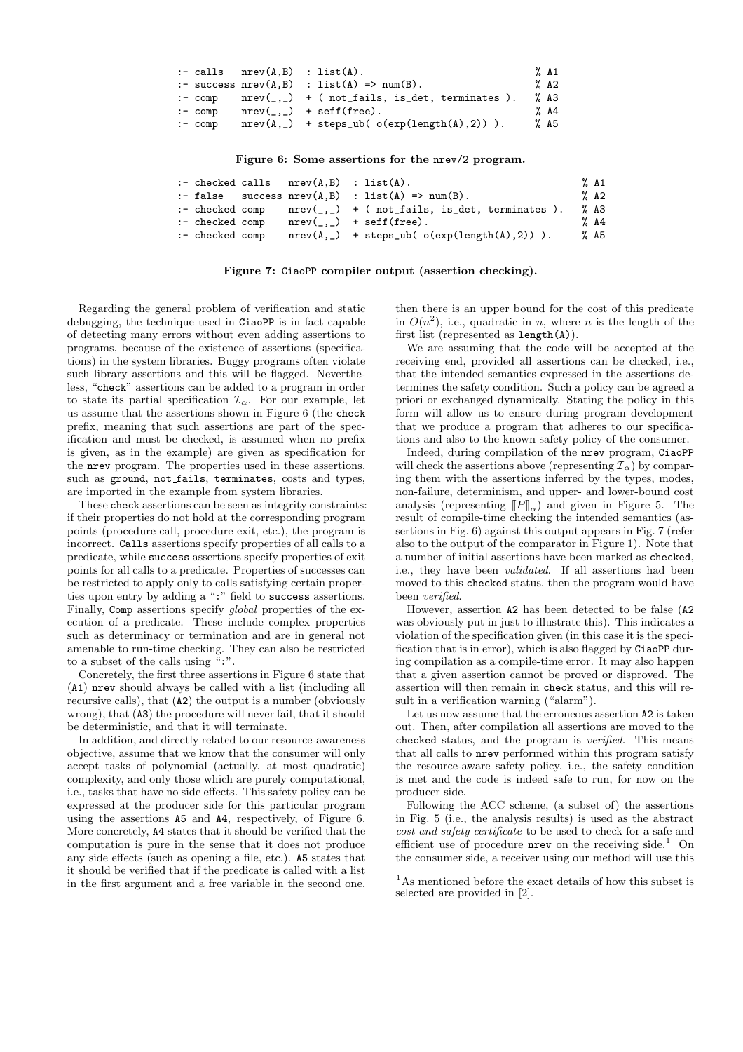```
:- calls   nrev(A,B)  : list(A).                                % A1
:- success nrev(A,B)  : list(A) => num(B).                      % A2
:- comp    nrev(_,_)  + ( not_fails, is_det, terminates ).      % A3
:- comp    nrev(_,_)  + seff(free).                             % A4
:- comp    nrev(A,_)  + steps_ub( o(exp(length(A),2)) ).        % A5
```

**Figure 6: Some assertions for the nrev/2 program.**

```
:- checked calls   nrev(A,B)  : list(A).                                % A1
:- false   success nrev(A,B)  : list(A) => num(B).                      % A2
:- checked comp    nrev(_,_)  + ( not_fails, is_det, terminates ).      % A3
:- checked comp    nrev(_,_)  + seff(free).                             % A4
:- checked comp    nrev(A,_)  + steps_ub( o(exp(length(A),2)) ).        % A5
```

**Figure 7: CiaoPP compiler output (assertion checking).**

Regarding the general problem of verification and static debugging, the technique used in CiaoPP is in fact capable of detecting many errors without even adding assertions to programs, because of the existence of assertions (specifications) in the system libraries. Buggy programs often violate such library assertions and this will be flagged. Nevertheless, "check" assertions can be added to a program in order to state its partial specification $\mathcal{I}_\alpha$. For our example, let us assume that the assertions shown in Figure 6 (the check prefix, meaning that such assertions are part of the specification and must be checked, is assumed when no prefix is given, as in the example) are given as specification for the nrev program. The properties used in these assertions, such as ground, not_fails, terminates, costs and types, are imported in the example from system libraries.

These check assertions can be seen as integrity constraints: if their properties do not hold at the corresponding program points (procedure call, procedure exit, etc.), the program is incorrect. Calls assertions specify properties of all calls to a predicate, while success assertions specify properties of exit points for all calls to a predicate. Properties of successes can be restricted to apply only to calls satisfying certain properties upon entry by adding a ":" field to success assertions. Finally, Comp assertions specify *global* properties of the execution of a predicate. These include complex properties such as determinacy or termination and are in general not amenable to run-time checking. They can also be restricted to a subset of the calls using ":".

Concretely, the first three assertions in Figure 6 state that (A1) nrev should always be called with a list (including all recursive calls), that (A2) the output is a number (obviously wrong), that (A3) the procedure will never fail, that it should be deterministic, and that it will terminate.

In addition, and directly related to our resource-awareness objective, assume that we know that the consumer will only accept tasks of polynomial (actually, at most quadratic) complexity, and only those which are purely computational, i.e., tasks that have no side effects. This safety policy can be expressed at the producer side for this particular program using the assertions A5 and A4, respectively, of Figure 6. More concretely, A4 states that it should be verified that the computation is pure in the sense that it does not produce any side effects (such as opening a file, etc.). A5 states that it should be verified that if the predicate is called with a list in the first argument and a free variable in the second one, then there is an upper bound for the cost of this predicate in $O(n^2)$, i.e., quadratic in $n$, where $n$ is the length of the first list (represented as length(A)).

We are assuming that the code will be accepted at the receiving end, provided all assertions can be checked, i.e., that the intended semantics expressed in the assertions determines the safety condition. Such a policy can be agreed a priori or exchanged dynamically. Stating the policy in this form will allow us to ensure during program development that we produce a program that adheres to our specifications and also to the known safety policy of the consumer.

Indeed, during compilation of the nrev program, CiaoPP will check the assertions above (representing $\mathcal{I}_\alpha$) by comparing them with the assertions inferred by the types, modes, non-failure, determinism, and upper- and lower-bound cost analysis (representing $[\![P]\!]_\alpha$) and given in Figure 5. The result of compile-time checking the intended semantics (assertions in Fig. 6) against this output appears in Fig. 7 (refer also to the output of the comparator in Figure 1). Note that a number of initial assertions have been marked as checked, i.e., they have been *validated*. If all assertions had been moved to this checked status, then the program would have been *verified*.

However, assertion A2 has been detected to be false (A2 was obviously put in just to illustrate this). This indicates a violation of the specification given (in this case it is the specification that is in error), which is also flagged by CiaoPP during compilation as a compile-time error. It may also happen that a given assertion cannot be proved or disproved. The assertion will then remain in check status, and this will result in a verification warning ("alarm").

Let us now assume that the erroneous assertion A2 is taken out. Then, after compilation all assertions are moved to the checked status, and the program is *verified*. This means that all calls to nrev performed within this program satisfy the resource-aware safety policy, i.e., the safety condition is met and the code is indeed safe to run, for now on the producer side.

Following the ACC scheme, (a subset of) the assertions in Fig. 5 (i.e., the analysis results) is used as the abstract *cost and safety certificate* to be used to check for a safe and efficient use of procedure nrev on the receiving side.[1] On the consumer side, a receiver using our method will use this

[1] As mentioned before the exact details of how this subset is selected are provided in [2].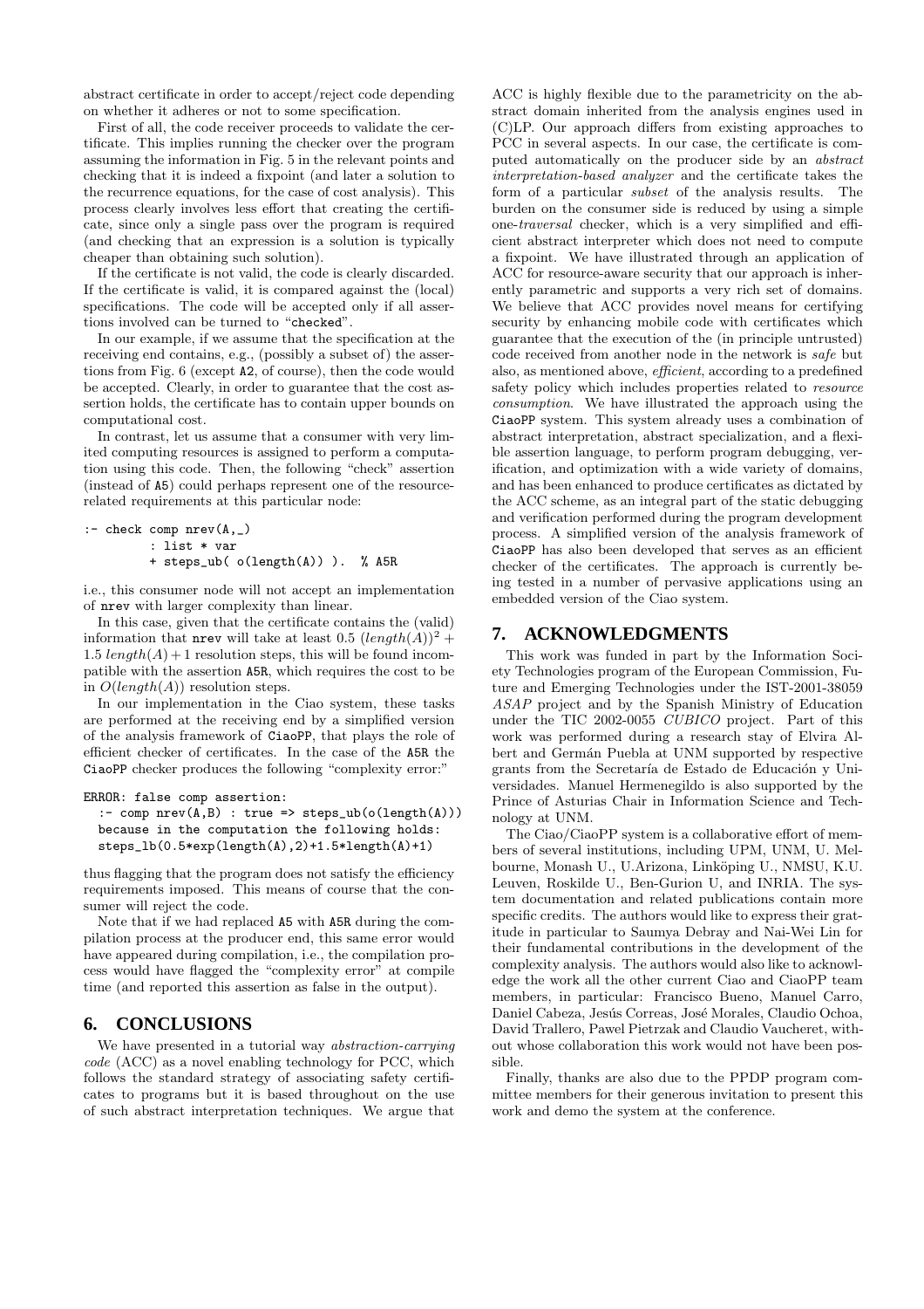abstract certificate in order to accept/reject code depending on whether it adheres or not to some specification.

First of all, the code receiver proceeds to validate the certificate. This implies running the checker over the program assuming the information in Fig. 5 in the relevant points and checking that it is indeed a fixpoint (and later a solution to the recurrence equations, for the case of cost analysis). This process clearly involves less effort that creating the certificate, since only a single pass over the program is required (and checking that an expression is a solution is typically cheaper than obtaining such solution).

If the certificate is not valid, the code is clearly discarded. If the certificate is valid, it is compared against the (local) specifications. The code will be accepted only if all assertions involved can be turned to "checked".

In our example, if we assume that the specification at the receiving end contains, e.g., (possibly a subset of) the assertions from Fig. 6 (except A2, of course), then the code would be accepted. Clearly, in order to guarantee that the cost assertion holds, the certificate has to contain upper bounds on computational cost.

In contrast, let us assume that a consumer with very limited computing resources is assigned to perform a computation using this code. Then, the following "check" assertion (instead of A5) could perhaps represent one of the resource-related requirements at this particular node:

```
:- check comp nrev(A,_)
        : list * var
        + steps_ub( o(length(A)) ).  % A5R
```

i.e., this consumer node will not accept an implementation of nrev with larger complexity than linear.

In this case, given that the certificate contains the (valid) information that nrev will take at least $0.5\ (length(A))^2 + 1.5\ length(A) + 1$ resolution steps, this will be found incompatible with the assertion A5R, which requires the cost to be in $O(length(A))$ resolution steps.

In our implementation in the Ciao system, these tasks are performed at the receiving end by a simplified version of the analysis framework of CiaoPP, that plays the role of efficient checker of certificates. In the case of the A5R the CiaoPP checker produces the following "complexity error:"

```
ERROR: false comp assertion:
  :- comp nrev(A,B) : true => steps_ub(o(length(A)))
  because in the computation the following holds:
  steps_lb(0.5*exp(length(A),2)+1.5*length(A)+1)
```

thus flagging that the program does not satisfy the efficiency requirements imposed. This means of course that the consumer will reject the code.

Note that if we had replaced A5 with A5R during the compilation process at the producer end, this same error would have appeared during compilation, i.e., the compilation process would have flagged the "complexity error" at compile time (and reported this assertion as false in the output).

## 6. CONCLUSIONS

We have presented in a tutorial way *abstraction-carrying code* (ACC) as a novel enabling technology for PCC, which follows the standard strategy of associating safety certificates to programs but it is based throughout on the use of such abstract interpretation techniques. We argue that ACC is highly flexible due to the parametricity on the abstract domain inherited from the analysis engines used in (C)LP. Our approach differs from existing approaches to PCC in several aspects. In our case, the certificate is computed automatically on the producer side by an *abstract interpretation-based analyzer* and the certificate takes the form of a particular *subset* of the analysis results. The burden on the consumer side is reduced by using a simple one-*traversal* checker, which is a very simplified and efficient abstract interpreter which does not need to compute a fixpoint. We have illustrated through an application of ACC for resource-aware security that our approach is inherently parametric and supports a very rich set of domains. We believe that ACC provides novel means for certifying security by enhancing mobile code with certificates which guarantee that the execution of the (in principle untrusted) code received from another node in the network is *safe* but also, as mentioned above, *efficient*, according to a predefined safety policy which includes properties related to *resource consumption*. We have illustrated the approach using the CiaoPP system. This system already uses a combination of abstract interpretation, abstract specialization, and a flexible assertion language, to perform program debugging, verification, and optimization with a wide variety of domains, and has been enhanced to produce certificates as dictated by the ACC scheme, as an integral part of the static debugging and verification performed during the program development process. A simplified version of the analysis framework of CiaoPP has also been developed that serves as an efficient checker of the certificates. The approach is currently being tested in a number of pervasive applications using an embedded version of the Ciao system.

## 7. ACKNOWLEDGMENTS

This work was funded in part by the Information Society Technologies program of the European Commission, Future and Emerging Technologies under the IST-2001-38059 *ASAP* project and by the Spanish Ministry of Education under the TIC 2002-0055 *CUBICO* project. Part of this work was performed during a research stay of Elvira Albert and Germán Puebla at UNM supported by respective grants from the Secretaría de Estado de Educación y Universidades. Manuel Hermenegildo is also supported by the Prince of Asturias Chair in Information Science and Technology at UNM.

The Ciao/CiaoPP system is a collaborative effort of members of several institutions, including UPM, UNM, U. Melbourne, Monash U., U.Arizona, Linköping U., NMSU, K.U. Leuven, Roskilde U., Ben-Gurion U, and INRIA. The system documentation and related publications contain more specific credits. The authors would like to express their gratitude in particular to Saumya Debray and Nai-Wei Lin for their fundamental contributions in the development of the complexity analysis. The authors would also like to acknowledge the work all the other current Ciao and CiaoPP team members, in particular: Francisco Bueno, Manuel Carro, Daniel Cabeza, Jesús Correas, José Morales, Claudio Ochoa, David Trallero, Pawel Pietrzak and Claudio Vaucheret, without whose collaboration this work would not have been possible.

Finally, thanks are also due to the PPDP program committee members for their generous invitation to present this work and demo the system at the conference.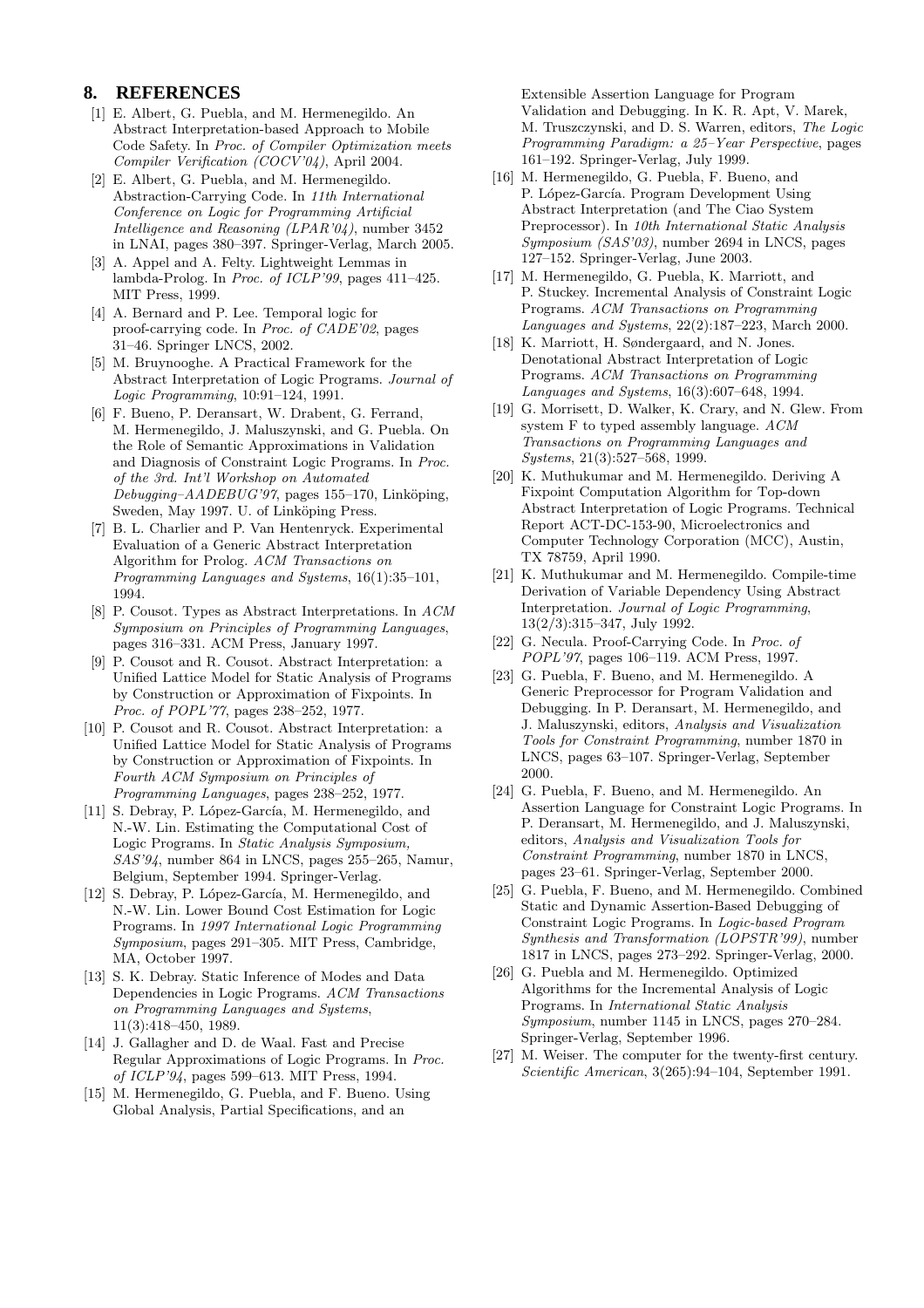## 8. REFERENCES

[1] E. Albert, G. Puebla, and M. Hermenegildo. An Abstract Interpretation-based Approach to Mobile Code Safety. In *Proc. of Compiler Optimization meets Compiler Verification (COCV'04)*, April 2004.

[2] E. Albert, G. Puebla, and M. Hermenegildo. Abstraction-Carrying Code. In *11th International Conference on Logic for Programming Artificial Intelligence and Reasoning (LPAR'04)*, number 3452 in LNAI, pages 380–397. Springer-Verlag, March 2005.

[3] A. Appel and A. Felty. Lightweight Lemmas in lambda-Prolog. In *Proc. of ICLP'99*, pages 411–425. MIT Press, 1999.

[4] A. Bernard and P. Lee. Temporal logic for proof-carrying code. In *Proc. of CADE'02*, pages 31–46. Springer LNCS, 2002.

[5] M. Bruynooghe. A Practical Framework for the Abstract Interpretation of Logic Programs. *Journal of Logic Programming*, 10:91–124, 1991.

[6] F. Bueno, P. Deransart, W. Drabent, G. Ferrand, M. Hermenegildo, J. Maluszynski, and G. Puebla. On the Role of Semantic Approximations in Validation and Diagnosis of Constraint Logic Programs. In *Proc. of the 3rd. Int'l Workshop on Automated Debugging–AADEBUG'97*, pages 155–170, Linköping, Sweden, May 1997. U. of Linköping Press.

[7] B. L. Charlier and P. Van Hentenryck. Experimental Evaluation of a Generic Abstract Interpretation Algorithm for Prolog. *ACM Transactions on Programming Languages and Systems*, 16(1):35–101, 1994.

[8] P. Cousot. Types as Abstract Interpretations. In *ACM Symposium on Principles of Programming Languages*, pages 316–331. ACM Press, January 1997.

[9] P. Cousot and R. Cousot. Abstract Interpretation: a Unified Lattice Model for Static Analysis of Programs by Construction or Approximation of Fixpoints. In *Proc. of POPL'77*, pages 238–252, 1977.

[10] P. Cousot and R. Cousot. Abstract Interpretation: a Unified Lattice Model for Static Analysis of Programs by Construction or Approximation of Fixpoints. In *Fourth ACM Symposium on Principles of Programming Languages*, pages 238–252, 1977.

[11] S. Debray, P. López-García, M. Hermenegildo, and N.-W. Lin. Estimating the Computational Cost of Logic Programs. In *Static Analysis Symposium, SAS'94*, number 864 in LNCS, pages 255–265, Namur, Belgium, September 1994. Springer-Verlag.

[12] S. Debray, P. López-García, M. Hermenegildo, and N.-W. Lin. Lower Bound Cost Estimation for Logic Programs. In *1997 International Logic Programming Symposium*, pages 291–305. MIT Press, Cambridge, MA, October 1997.

[13] S. K. Debray. Static Inference of Modes and Data Dependencies in Logic Programs. *ACM Transactions on Programming Languages and Systems*, 11(3):418–450, 1989.

[14] J. Gallagher and D. de Waal. Fast and Precise Regular Approximations of Logic Programs. In *Proc. of ICLP'94*, pages 599–613. MIT Press, 1994.

[15] M. Hermenegildo, G. Puebla, and F. Bueno. Using Global Analysis, Partial Specifications, and an Extensible Assertion Language for Program Validation and Debugging. In K. R. Apt, V. Marek, M. Truszczynski, and D. S. Warren, editors, *The Logic Programming Paradigm: a 25–Year Perspective*, pages 161–192. Springer-Verlag, July 1999.

[16] M. Hermenegildo, G. Puebla, F. Bueno, and P. López-García. Program Development Using Abstract Interpretation (and The Ciao System Preprocessor). In *10th International Static Analysis Symposium (SAS'03)*, number 2694 in LNCS, pages 127–152. Springer-Verlag, June 2003.

[17] M. Hermenegildo, G. Puebla, K. Marriott, and P. Stuckey. Incremental Analysis of Constraint Logic Programs. *ACM Transactions on Programming Languages and Systems*, 22(2):187–223, March 2000.

[18] K. Marriott, H. Søndergaard, and N. Jones. Denotational Abstract Interpretation of Logic Programs. *ACM Transactions on Programming Languages and Systems*, 16(3):607–648, 1994.

[19] G. Morrisett, D. Walker, K. Crary, and N. Glew. From system F to typed assembly language. *ACM Transactions on Programming Languages and Systems*, 21(3):527–568, 1999.

[20] K. Muthukumar and M. Hermenegildo. Deriving A Fixpoint Computation Algorithm for Top-down Abstract Interpretation of Logic Programs. Technical Report ACT-DC-153-90, Microelectronics and Computer Technology Corporation (MCC), Austin, TX 78759, April 1990.

[21] K. Muthukumar and M. Hermenegildo. Compile-time Derivation of Variable Dependency Using Abstract Interpretation. *Journal of Logic Programming*, 13(2/3):315–347, July 1992.

[22] G. Necula. Proof-Carrying Code. In *Proc. of POPL'97*, pages 106–119. ACM Press, 1997.

[23] G. Puebla, F. Bueno, and M. Hermenegildo. A Generic Preprocessor for Program Validation and Debugging. In P. Deransart, M. Hermenegildo, and J. Maluszynski, editors, *Analysis and Visualization Tools for Constraint Programming*, number 1870 in LNCS, pages 63–107. Springer-Verlag, September 2000.

[24] G. Puebla, F. Bueno, and M. Hermenegildo. An Assertion Language for Constraint Logic Programs. In P. Deransart, M. Hermenegildo, and J. Maluszynski, editors, *Analysis and Visualization Tools for Constraint Programming*, number 1870 in LNCS, pages 23–61. Springer-Verlag, September 2000.

[25] G. Puebla, F. Bueno, and M. Hermenegildo. Combined Static and Dynamic Assertion-Based Debugging of Constraint Logic Programs. In *Logic-based Program Synthesis and Transformation (LOPSTR'99)*, number 1817 in LNCS, pages 273–292. Springer-Verlag, 2000.

[26] G. Puebla and M. Hermenegildo. Optimized Algorithms for the Incremental Analysis of Logic Programs. In *International Static Analysis Symposium*, number 1145 in LNCS, pages 270–284. Springer-Verlag, September 1996.

[27] M. Weiser. The computer for the twenty-first century. *Scientific American*, 3(265):94–104, September 1991.